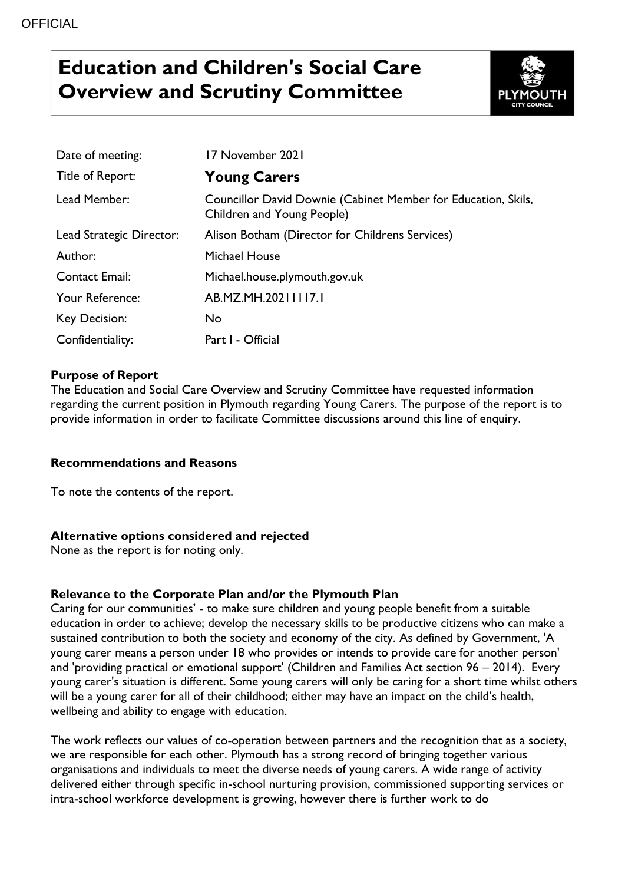OFFICIAL

# Education and Children's Social Care Overview and Scrutiny Committee

| | |
|---|---|
| Date of meeting: | 17 November 2021 |
| Title of Report: | **Young Carers** |
| Lead Member: | Councillor David Downie (Cabinet Member for Education, Skils, Children and Young People) |
| Lead Strategic Director: | Alison Botham (Director for Childrens Services) |
| Author: | Michael House |
| Contact Email: | Michael.house.plymouth.gov.uk |
| Your Reference: | AB.MZ.MH.20211117.1 |
| Key Decision: | No |
| Confidentiality: | Part I - Official |

**Purpose of Report**

The Education and Social Care Overview and Scrutiny Committee have requested information regarding the current position in Plymouth regarding Young Carers. The purpose of the report is to provide information in order to facilitate Committee discussions around this line of enquiry.

**Recommendations and Reasons**

To note the contents of the report.

**Alternative options considered and rejected**

None as the report is for noting only.

**Relevance to the Corporate Plan and/or the Plymouth Plan**

Caring for our communities' - to make sure children and young people benefit from a suitable education in order to achieve; develop the necessary skills to be productive citizens who can make a sustained contribution to both the society and economy of the city. As defined by Government, 'A young carer means a person under 18 who provides or intends to provide care for another person' and 'providing practical or emotional support' (Children and Families Act section 96 – 2014). Every young carer's situation is different. Some young carers will only be caring for a short time whilst others will be a young carer for all of their childhood; either may have an impact on the child's health, wellbeing and ability to engage with education.

The work reflects our values of co-operation between partners and the recognition that as a society, we are responsible for each other. Plymouth has a strong record of bringing together various organisations and individuals to meet the diverse needs of young carers. A wide range of activity delivered either through specific in-school nurturing provision, commissioned supporting services or intra-school workforce development is growing, however there is further work to do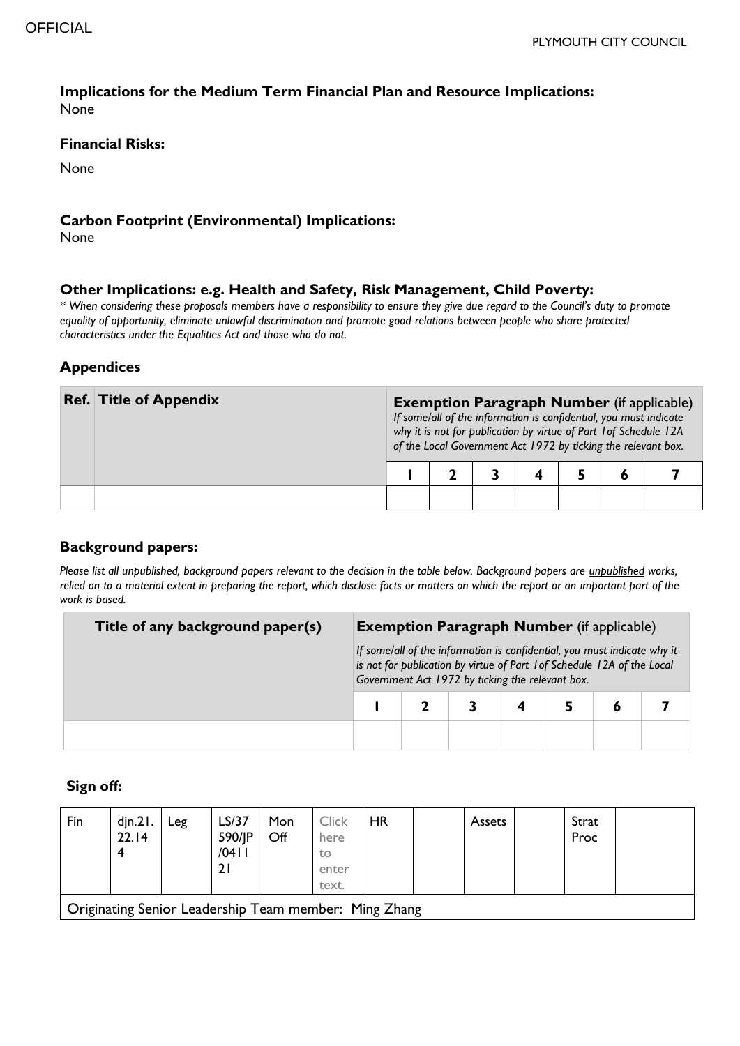### Implications for the Medium Term Financial Plan and Resource Implications:

None

### Financial Risks:

None

### Carbon Footprint (Environmental) Implications:

None

### Other Implications: e.g. Health and Safety, Risk Management, Child Poverty:

* *When considering these proposals members have a responsibility to ensure they give due regard to the Council's duty to promote equality of opportunity, eliminate unlawful discrimination and promote good relations between people who share protected characteristics under the Equalities Act and those who do not.*

### Appendices

| Ref. | Title of Appendix | **Exemption Paragraph Number** (if applicable) *If some/all of the information is confidential, you must indicate why it is not for publication by virtue of Part 1of Schedule 12A of the Local Government Act 1972 by ticking the relevant box.* | | | | | | |
|---|---|---|---|---|---|---|---|---|
| | | 1 | 2 | 3 | 4 | 5 | 6 | 7 |
| | | | | | | | | |

### Background papers:

*Please list all unpublished, background papers relevant to the decision in the table below. Background papers are unpublished works, relied on to a material extent in preparing the report, which disclose facts or matters on which the report or an important part of the work is based.*

| Title of any background paper(s) | **Exemption Paragraph Number** (if applicable) *If some/all of the information is confidential, you must indicate why it is not for publication by virtue of Part 1of Schedule 12A of the Local Government Act 1972 by ticking the relevant box.* | | | | | | |
|---|---|---|---|---|---|---|---|
| | 1 | 2 | 3 | 4 | 5 | 6 | 7 |
| | | | | | | | |

### Sign off:

| Fin | djn.21.22.144 | Leg | LS/37590/JP/041121 | Mon Off | Click here to enter text. | HR | | Assets | | Strat Proc | |
|---|---|---|---|---|---|---|---|---|---|---|---|
| Originating Senior Leadership Team member: Ming Zhang | | | | | | | | | | | |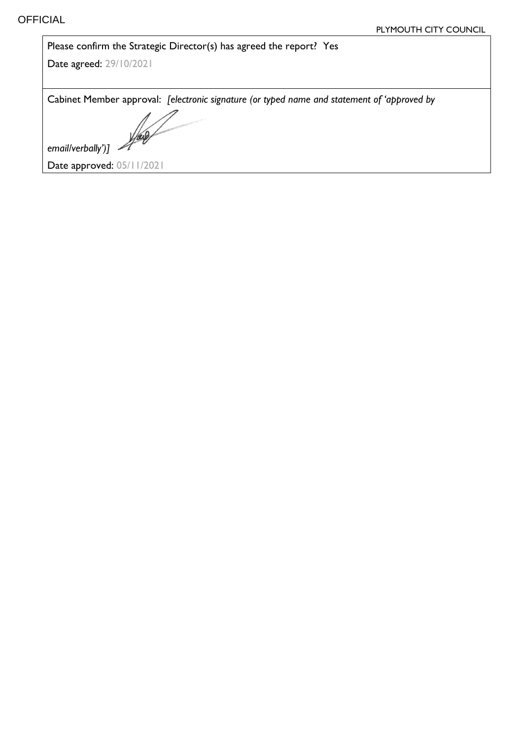Please confirm the Strategic Director(s) has agreed the report? Yes

Date agreed: 29/10/2021

Cabinet Member approval: *[electronic signature (or typed name and statement of 'approved by email/verbally')]*

Date approved: 05/11/2021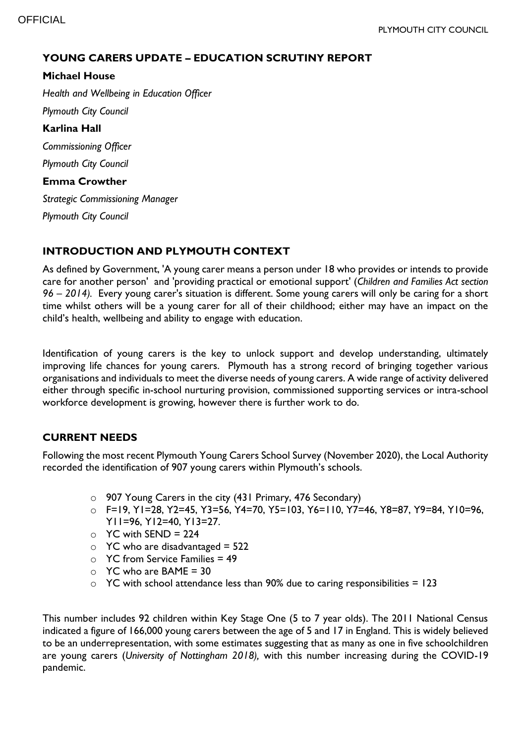## YOUNG CARERS UPDATE – EDUCATION SCRUTINY REPORT

**Michael House**

*Health and Wellbeing in Education Officer*

*Plymouth City Council*

**Karlina Hall**

*Commissioning Officer*

*Plymouth City Council*

**Emma Crowther**

*Strategic Commissioning Manager*

*Plymouth City Council*

## INTRODUCTION AND PLYMOUTH CONTEXT

As defined by Government, 'A young carer means a person under 18 who provides or intends to provide care for another person' and 'providing practical or emotional support' (*Children and Families Act section 96 – 2014).* Every young carer's situation is different. Some young carers will only be caring for a short time whilst others will be a young carer for all of their childhood; either may have an impact on the child's health, wellbeing and ability to engage with education.

Identification of young carers is the key to unlock support and develop understanding, ultimately improving life chances for young carers. Plymouth has a strong record of bringing together various organisations and individuals to meet the diverse needs of young carers. A wide range of activity delivered either through specific in-school nurturing provision, commissioned supporting services or intra-school workforce development is growing, however there is further work to do.

## CURRENT NEEDS

Following the most recent Plymouth Young Carers School Survey (November 2020), the Local Authority recorded the identification of 907 young carers within Plymouth's schools.

- 907 Young Carers in the city (431 Primary, 476 Secondary)
- F=19, Y1=28, Y2=45, Y3=56, Y4=70, Y5=103, Y6=110, Y7=46, Y8=87, Y9=84, Y10=96, Y11=96, Y12=40, Y13=27.
- YC with SEND = 224
- YC who are disadvantaged = 522
- YC from Service Families = 49
- YC who are BAME = 30
- YC with school attendance less than 90% due to caring responsibilities = 123

This number includes 92 children within Key Stage One (5 to 7 year olds). The 2011 National Census indicated a figure of 166,000 young carers between the age of 5 and 17 in England. This is widely believed to be an underrepresentation, with some estimates suggesting that as many as one in five schoolchildren are young carers (*University of Nottingham 2018),* with this number increasing during the COVID-19 pandemic.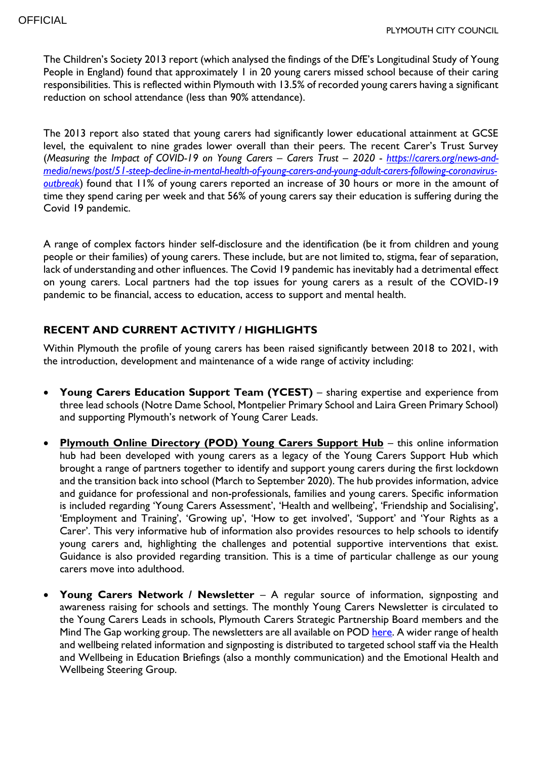The Children's Society 2013 report (which analysed the findings of the DfE's Longitudinal Study of Young People in England) found that approximately 1 in 20 young carers missed school because of their caring responsibilities. This is reflected within Plymouth with 13.5% of recorded young carers having a significant reduction on school attendance (less than 90% attendance).

The 2013 report also stated that young carers had significantly lower educational attainment at GCSE level, the equivalent to nine grades lower overall than their peers. The recent Carer's Trust Survey (*Measuring the Impact of COVID-19 on Young Carers – Carers Trust – 2020 - [https://carers.org/news-and-media/news/post/51-steep-decline-in-mental-health-of-young-carers-and-young-adult-carers-following-coronavirus-outbreak](https://carers.org/news-and-media/news/post/51-steep-decline-in-mental-health-of-young-carers-and-young-adult-carers-following-coronavirus-outbreak)*) found that 11% of young carers reported an increase of 30 hours or more in the amount of time they spend caring per week and that 56% of young carers say their education is suffering during the Covid 19 pandemic.

A range of complex factors hinder self-disclosure and the identification (be it from children and young people or their families) of young carers. These include, but are not limited to, stigma, fear of separation, lack of understanding and other influences. The Covid 19 pandemic has inevitably had a detrimental effect on young carers. Local partners had the top issues for young carers as a result of the COVID-19 pandemic to be financial, access to education, access to support and mental health.

## RECENT AND CURRENT ACTIVITY / HIGHLIGHTS

Within Plymouth the profile of young carers has been raised significantly between 2018 to 2021, with the introduction, development and maintenance of a wide range of activity including:

- **Young Carers Education Support Team (YCEST)** – sharing expertise and experience from three lead schools (Notre Dame School, Montpelier Primary School and Laira Green Primary School) and supporting Plymouth's network of Young Carer Leads.
- **Plymouth Online Directory (POD) Young Carers Support Hub** – this online information hub had been developed with young carers as a legacy of the Young Carers Support Hub which brought a range of partners together to identify and support young carers during the first lockdown and the transition back into school (March to September 2020). The hub provides information, advice and guidance for professional and non-professionals, families and young carers. Specific information is included regarding 'Young Carers Assessment', 'Health and wellbeing', 'Friendship and Socialising', 'Employment and Training', 'Growing up', 'How to get involved', 'Support' and 'Your Rights as a Carer'. This very informative hub of information also provides resources to help schools to identify young carers and, highlighting the challenges and potential supportive interventions that exist. Guidance is also provided regarding transition. This is a time of particular challenge as our young carers move into adulthood.
- **Young Carers Network / Newsletter** – A regular source of information, signposting and awareness raising for schools and settings. The monthly Young Carers Newsletter is circulated to the Young Carers Leads in schools, Plymouth Carers Strategic Partnership Board members and the Mind The Gap working group. The newsletters are all available on POD here. A wider range of health and wellbeing related information and signposting is distributed to targeted school staff via the Health and Wellbeing in Education Briefings (also a monthly communication) and the Emotional Health and Wellbeing Steering Group.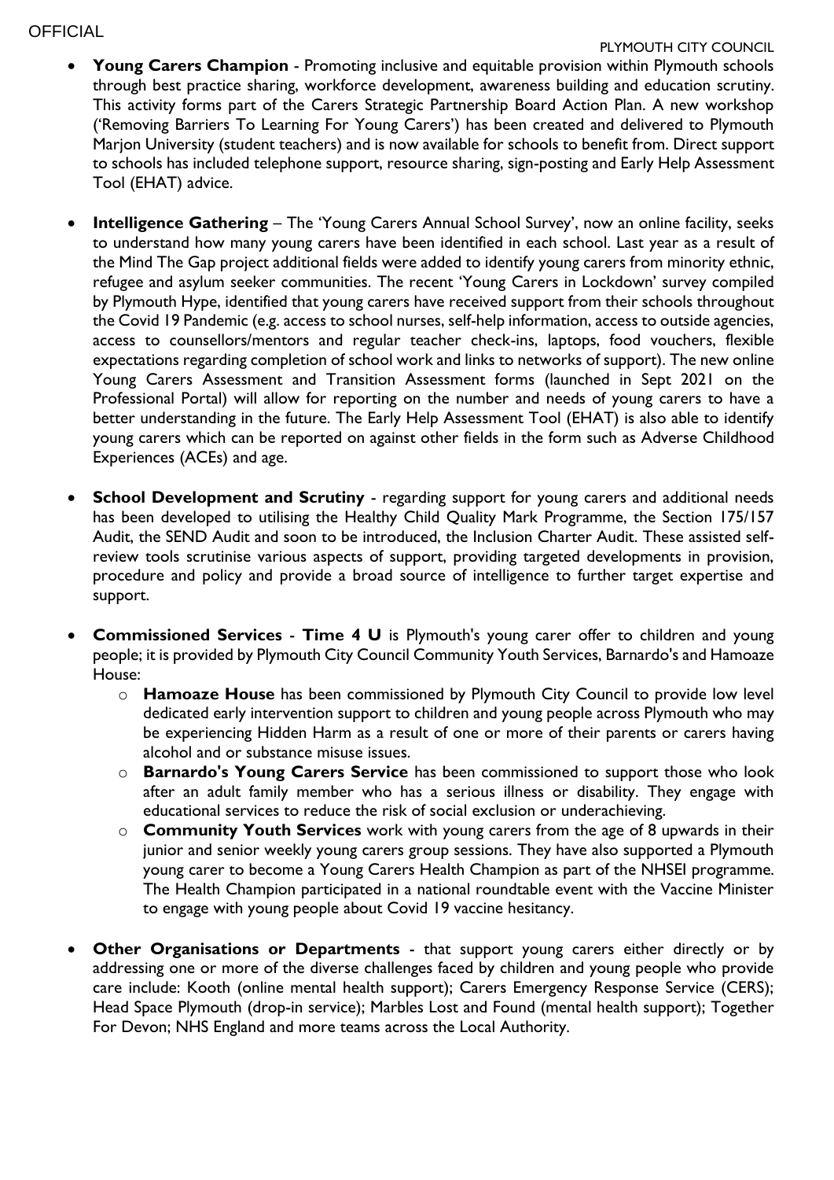- **Young Carers Champion** - Promoting inclusive and equitable provision within Plymouth schools through best practice sharing, workforce development, awareness building and education scrutiny. This activity forms part of the Carers Strategic Partnership Board Action Plan. A new workshop ('Removing Barriers To Learning For Young Carers') has been created and delivered to Plymouth Marjon University (student teachers) and is now available for schools to benefit from. Direct support to schools has included telephone support, resource sharing, sign-posting and Early Help Assessment Tool (EHAT) advice.

- **Intelligence Gathering** – The 'Young Carers Annual School Survey', now an online facility, seeks to understand how many young carers have been identified in each school. Last year as a result of the Mind The Gap project additional fields were added to identify young carers from minority ethnic, refugee and asylum seeker communities. The recent 'Young Carers in Lockdown' survey compiled by Plymouth Hype, identified that young carers have received support from their schools throughout the Covid 19 Pandemic (e.g. access to school nurses, self-help information, access to outside agencies, access to counsellors/mentors and regular teacher check-ins, laptops, food vouchers, flexible expectations regarding completion of school work and links to networks of support). The new online Young Carers Assessment and Transition Assessment forms (launched in Sept 2021 on the Professional Portal) will allow for reporting on the number and needs of young carers to have a better understanding in the future. The Early Help Assessment Tool (EHAT) is also able to identify young carers which can be reported on against other fields in the form such as Adverse Childhood Experiences (ACEs) and age.

- **School Development and Scrutiny** - regarding support for young carers and additional needs has been developed to utilising the Healthy Child Quality Mark Programme, the Section 175/157 Audit, the SEND Audit and soon to be introduced, the Inclusion Charter Audit. These assisted self-review tools scrutinise various aspects of support, providing targeted developments in provision, procedure and policy and provide a broad source of intelligence to further target expertise and support.

- **Commissioned Services** - **Time 4 U** is Plymouth's young carer offer to children and young people; it is provided by Plymouth City Council Community Youth Services, Barnardo's and Hamoaze House:
  - **Hamoaze House** has been commissioned by Plymouth City Council to provide low level dedicated early intervention support to children and young people across Plymouth who may be experiencing Hidden Harm as a result of one or more of their parents or carers having alcohol and or substance misuse issues.
  - **Barnardo's Young Carers Service** has been commissioned to support those who look after an adult family member who has a serious illness or disability. They engage with educational services to reduce the risk of social exclusion or underachieving.
  - **Community Youth Services** work with young carers from the age of 8 upwards in their junior and senior weekly young carers group sessions. They have also supported a Plymouth young carer to become a Young Carers Health Champion as part of the NHSEI programme. The Health Champion participated in a national roundtable event with the Vaccine Minister to engage with young people about Covid 19 vaccine hesitancy.

- **Other Organisations or Departments** - that support young carers either directly or by addressing one or more of the diverse challenges faced by children and young people who provide care include: Kooth (online mental health support); Carers Emergency Response Service (CERS); Head Space Plymouth (drop-in service); Marbles Lost and Found (mental health support); Together For Devon; NHS England and more teams across the Local Authority.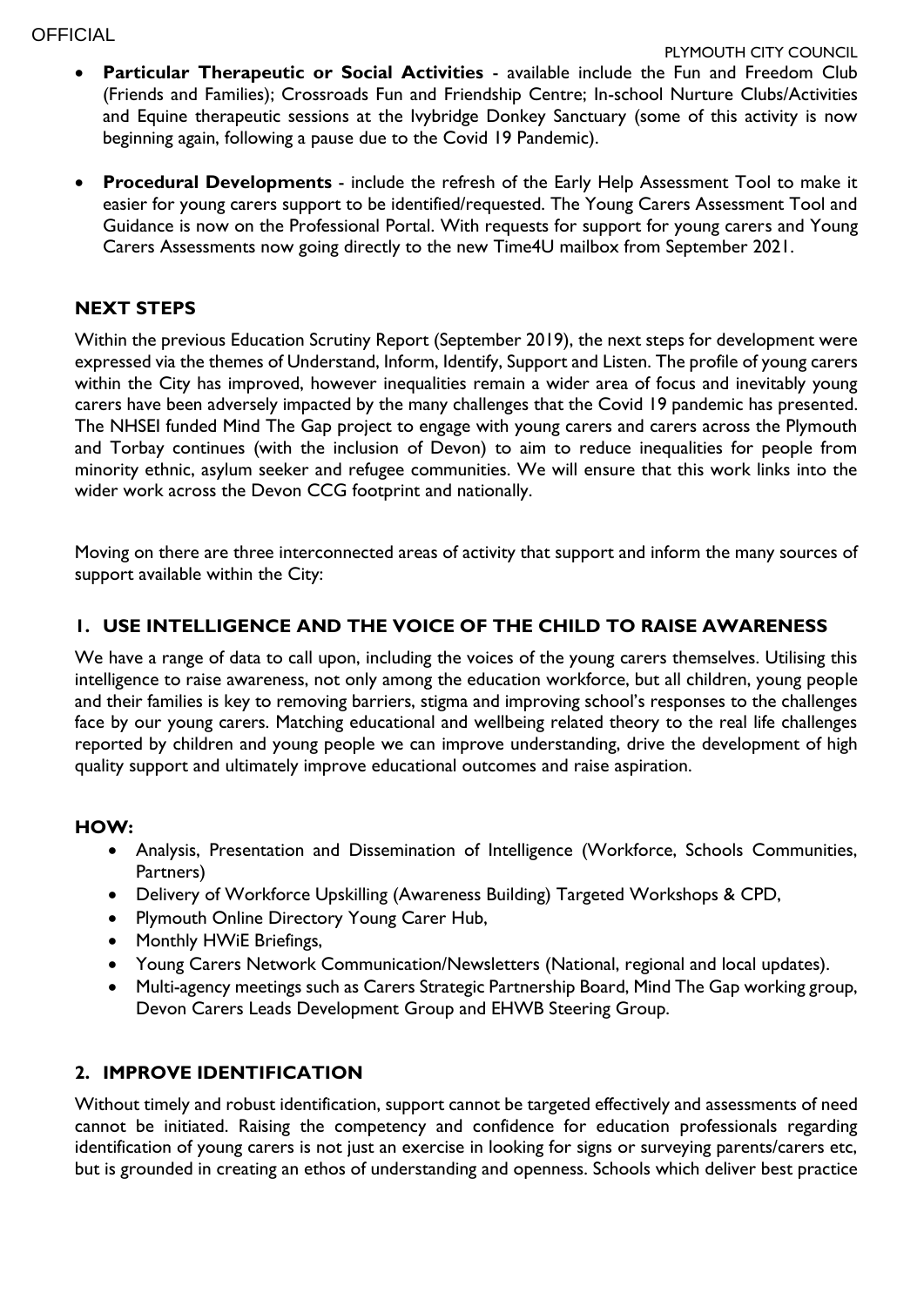- **Particular Therapeutic or Social Activities** - available include the Fun and Freedom Club (Friends and Families); Crossroads Fun and Friendship Centre; In-school Nurture Clubs/Activities and Equine therapeutic sessions at the Ivybridge Donkey Sanctuary (some of this activity is now beginning again, following a pause due to the Covid 19 Pandemic).

- **Procedural Developments** - include the refresh of the Early Help Assessment Tool to make it easier for young carers support to be identified/requested. The Young Carers Assessment Tool and Guidance is now on the Professional Portal. With requests for support for young carers and Young Carers Assessments now going directly to the new Time4U mailbox from September 2021.

## NEXT STEPS

Within the previous Education Scrutiny Report (September 2019), the next steps for development were expressed via the themes of Understand, Inform, Identify, Support and Listen. The profile of young carers within the City has improved, however inequalities remain a wider area of focus and inevitably young carers have been adversely impacted by the many challenges that the Covid 19 pandemic has presented. The NHSEI funded Mind The Gap project to engage with young carers and carers across the Plymouth and Torbay continues (with the inclusion of Devon) to aim to reduce inequalities for people from minority ethnic, asylum seeker and refugee communities. We will ensure that this work links into the wider work across the Devon CCG footprint and nationally.

Moving on there are three interconnected areas of activity that support and inform the many sources of support available within the City:

### 1. USE INTELLIGENCE AND THE VOICE OF THE CHILD TO RAISE AWARENESS

We have a range of data to call upon, including the voices of the young carers themselves. Utilising this intelligence to raise awareness, not only among the education workforce, but all children, young people and their families is key to removing barriers, stigma and improving school's responses to the challenges face by our young carers. Matching educational and wellbeing related theory to the real life challenges reported by children and young people we can improve understanding, drive the development of high quality support and ultimately improve educational outcomes and raise aspiration.

**HOW:**

- Analysis, Presentation and Dissemination of Intelligence (Workforce, Schools Communities, Partners)
- Delivery of Workforce Upskilling (Awareness Building) Targeted Workshops & CPD,
- Plymouth Online Directory Young Carer Hub,
- Monthly HWiE Briefings,
- Young Carers Network Communication/Newsletters (National, regional and local updates).
- Multi-agency meetings such as Carers Strategic Partnership Board, Mind The Gap working group, Devon Carers Leads Development Group and EHWB Steering Group.

### 2. IMPROVE IDENTIFICATION

Without timely and robust identification, support cannot be targeted effectively and assessments of need cannot be initiated. Raising the competency and confidence for education professionals regarding identification of young carers is not just an exercise in looking for signs or surveying parents/carers etc, but is grounded in creating an ethos of understanding and openness. Schools which deliver best practice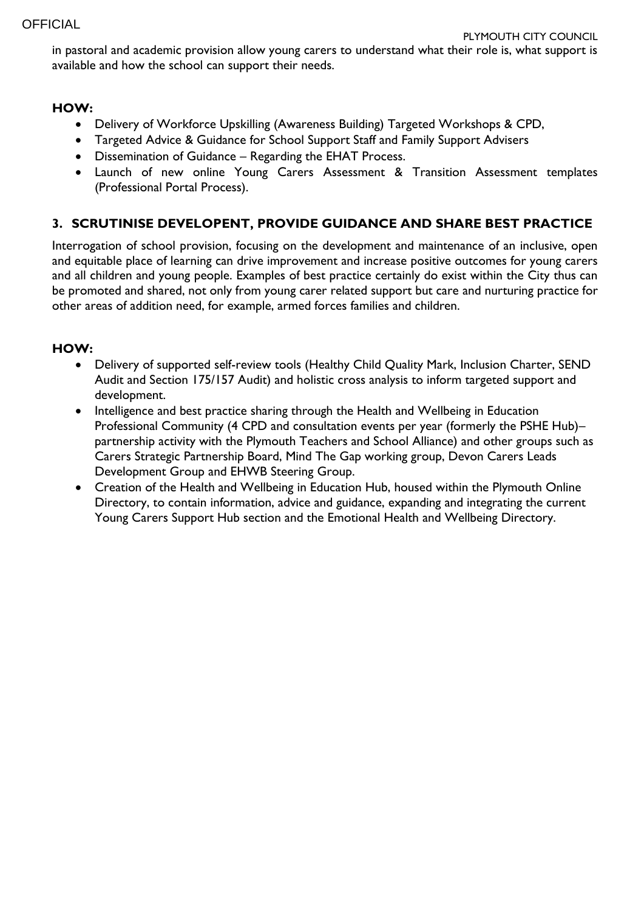in pastoral and academic provision allow young carers to understand what their role is, what support is available and how the school can support their needs.

**HOW:**

- Delivery of Workforce Upskilling (Awareness Building) Targeted Workshops & CPD,
- Targeted Advice & Guidance for School Support Staff and Family Support Advisers
- Dissemination of Guidance – Regarding the EHAT Process.
- Launch of new online Young Carers Assessment & Transition Assessment templates (Professional Portal Process).

## 3. SCRUTINISE DEVELOPENT, PROVIDE GUIDANCE AND SHARE BEST PRACTICE

Interrogation of school provision, focusing on the development and maintenance of an inclusive, open and equitable place of learning can drive improvement and increase positive outcomes for young carers and all children and young people. Examples of best practice certainly do exist within the City thus can be promoted and shared, not only from young carer related support but care and nurturing practice for other areas of addition need, for example, armed forces families and children.

**HOW:**

- Delivery of supported self-review tools (Healthy Child Quality Mark, Inclusion Charter, SEND Audit and Section 175/157 Audit) and holistic cross analysis to inform targeted support and development.
- Intelligence and best practice sharing through the Health and Wellbeing in Education Professional Community (4 CPD and consultation events per year (formerly the PSHE Hub)– partnership activity with the Plymouth Teachers and School Alliance) and other groups such as Carers Strategic Partnership Board, Mind The Gap working group, Devon Carers Leads Development Group and EHWB Steering Group.
- Creation of the Health and Wellbeing in Education Hub, housed within the Plymouth Online Directory, to contain information, advice and guidance, expanding and integrating the current Young Carers Support Hub section and the Emotional Health and Wellbeing Directory.